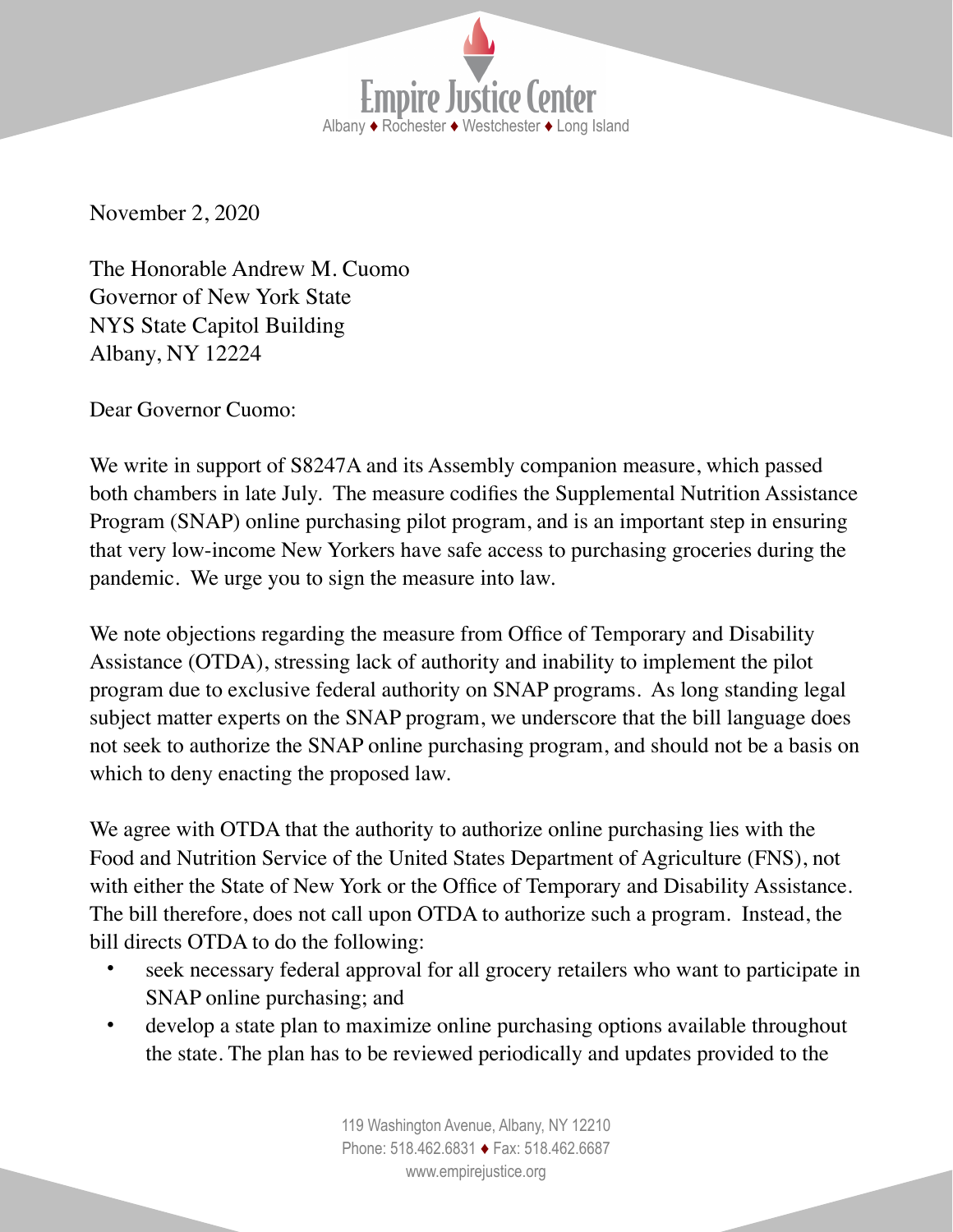Empire Justice Center

Albany ♦ Rochester ♦ Westchester ♦ Long Island

November 2, 2020

The Honorable Andrew M. Cuomo
Governor of New York State
NYS State Capitol Building
Albany, NY 12224

Dear Governor Cuomo:

We write in support of S8247A and its Assembly companion measure, which passed both chambers in late July. The measure codifies the Supplemental Nutrition Assistance Program (SNAP) online purchasing pilot program, and is an important step in ensuring that very low-income New Yorkers have safe access to purchasing groceries during the pandemic. We urge you to sign the measure into law.

We note objections regarding the measure from Office of Temporary and Disability Assistance (OTDA), stressing lack of authority and inability to implement the pilot program due to exclusive federal authority on SNAP programs. As long standing legal subject matter experts on the SNAP program, we underscore that the bill language does not seek to authorize the SNAP online purchasing program, and should not be a basis on which to deny enacting the proposed law.

We agree with OTDA that the authority to authorize online purchasing lies with the Food and Nutrition Service of the United States Department of Agriculture (FNS), not with either the State of New York or the Office of Temporary and Disability Assistance. The bill therefore, does not call upon OTDA to authorize such a program. Instead, the bill directs OTDA to do the following:

- seek necessary federal approval for all grocery retailers who want to participate in SNAP online purchasing; and
- develop a state plan to maximize online purchasing options available throughout the state. The plan has to be reviewed periodically and updates provided to the

119 Washington Avenue, Albany, NY 12210
Phone: 518.462.6831 ♦ Fax: 518.462.6687
www.empirejustice.org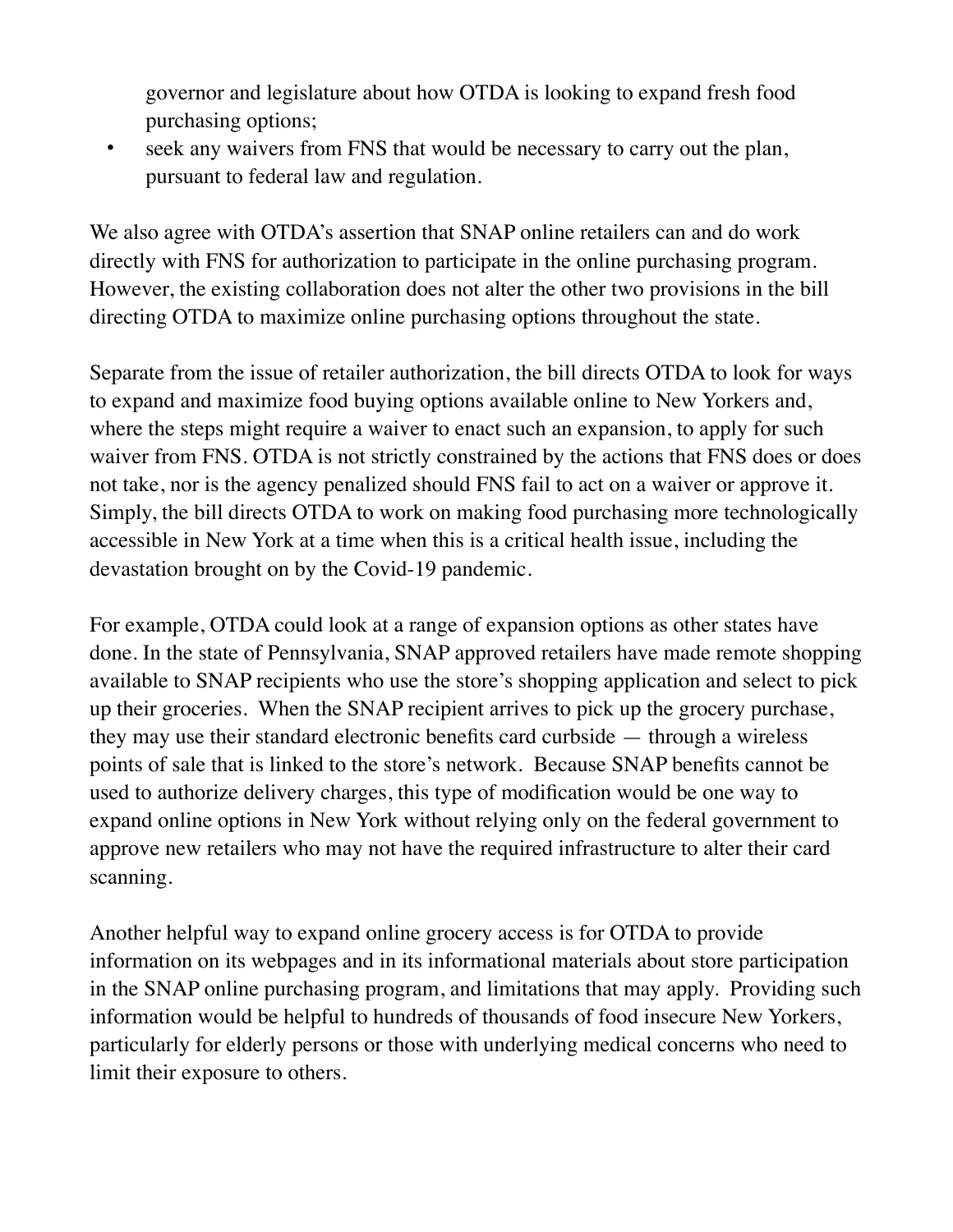governor and legislature about how OTDA is looking to expand fresh food purchasing options;

- seek any waivers from FNS that would be necessary to carry out the plan, pursuant to federal law and regulation.

We also agree with OTDA's assertion that SNAP online retailers can and do work directly with FNS for authorization to participate in the online purchasing program. However, the existing collaboration does not alter the other two provisions in the bill directing OTDA to maximize online purchasing options throughout the state.

Separate from the issue of retailer authorization, the bill directs OTDA to look for ways to expand and maximize food buying options available online to New Yorkers and, where the steps might require a waiver to enact such an expansion, to apply for such waiver from FNS. OTDA is not strictly constrained by the actions that FNS does or does not take, nor is the agency penalized should FNS fail to act on a waiver or approve it. Simply, the bill directs OTDA to work on making food purchasing more technologically accessible in New York at a time when this is a critical health issue, including the devastation brought on by the Covid-19 pandemic.

For example, OTDA could look at a range of expansion options as other states have done. In the state of Pennsylvania, SNAP approved retailers have made remote shopping available to SNAP recipients who use the store's shopping application and select to pick up their groceries. When the SNAP recipient arrives to pick up the grocery purchase, they may use their standard electronic benefits card curbside — through a wireless points of sale that is linked to the store's network. Because SNAP benefits cannot be used to authorize delivery charges, this type of modification would be one way to expand online options in New York without relying only on the federal government to approve new retailers who may not have the required infrastructure to alter their card scanning.

Another helpful way to expand online grocery access is for OTDA to provide information on its webpages and in its informational materials about store participation in the SNAP online purchasing program, and limitations that may apply. Providing such information would be helpful to hundreds of thousands of food insecure New Yorkers, particularly for elderly persons or those with underlying medical concerns who need to limit their exposure to others.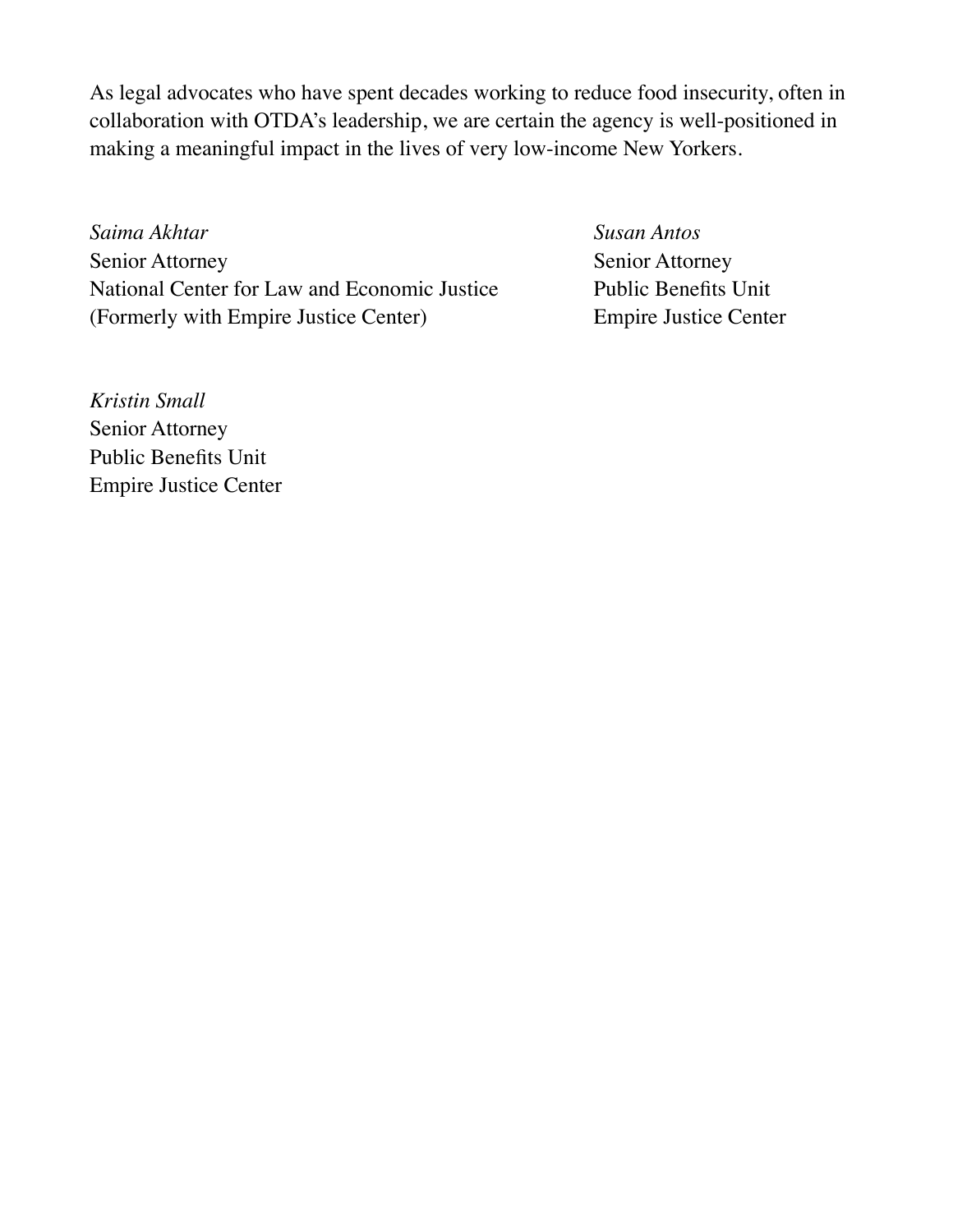As legal advocates who have spent decades working to reduce food insecurity, often in collaboration with OTDA's leadership, we are certain the agency is well-positioned in making a meaningful impact in the lives of very low-income New Yorkers.

*Saima Akhtar*
Senior Attorney
National Center for Law and Economic Justice
(Formerly with Empire Justice Center)

*Susan Antos*
Senior Attorney
Public Benefits Unit
Empire Justice Center

*Kristin Small*
Senior Attorney
Public Benefits Unit
Empire Justice Center